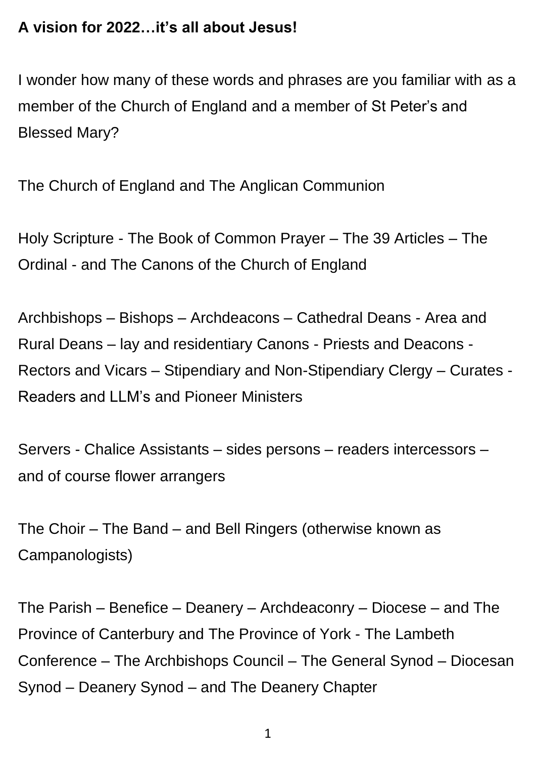**A vision for 2022…it's all about Jesus!**

I wonder how many of these words and phrases are you familiar with as a member of the Church of England and a member of St Peter's and Blessed Mary?

The Church of England and The Anglican Communion

Holy Scripture - The Book of Common Prayer – The 39 Articles – The Ordinal - and The Canons of the Church of England

Archbishops – Bishops – Archdeacons – Cathedral Deans - Area and Rural Deans – lay and residentiary Canons - Priests and Deacons - Rectors and Vicars – Stipendiary and Non-Stipendiary Clergy – Curates - Readers and LLM's and Pioneer Ministers

Servers - Chalice Assistants – sides persons – readers intercessors – and of course flower arrangers

The Choir – The Band – and Bell Ringers (otherwise known as Campanologists)

The Parish – Benefice – Deanery – Archdeaconry – Diocese – and The Province of Canterbury and The Province of York - The Lambeth Conference – The Archbishops Council – The General Synod – Diocesan Synod – Deanery Synod – and The Deanery Chapter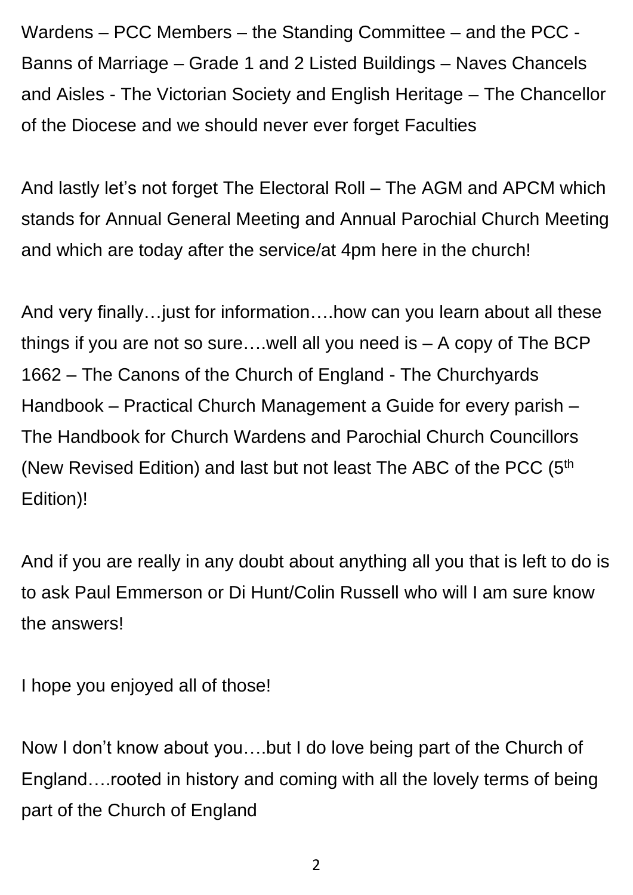Wardens – PCC Members – the Standing Committee – and the PCC - Banns of Marriage – Grade 1 and 2 Listed Buildings – Naves Chancels and Aisles - The Victorian Society and English Heritage – The Chancellor of the Diocese and we should never ever forget Faculties

And lastly let's not forget The Electoral Roll – The AGM and APCM which stands for Annual General Meeting and Annual Parochial Church Meeting and which are today after the service/at 4pm here in the church!

And very finally…just for information….how can you learn about all these things if you are not so sure….well all you need is – A copy of The BCP 1662 – The Canons of the Church of England - The Churchyards Handbook – Practical Church Management a Guide for every parish – The Handbook for Church Wardens and Parochial Church Councillors (New Revised Edition) and last but not least The ABC of the PCC (5th Edition)!

And if you are really in any doubt about anything all you that is left to do is to ask Paul Emmerson or Di Hunt/Colin Russell who will I am sure know the answers!

I hope you enjoyed all of those!

Now I don't know about you….but I do love being part of the Church of England….rooted in history and coming with all the lovely terms of being part of the Church of England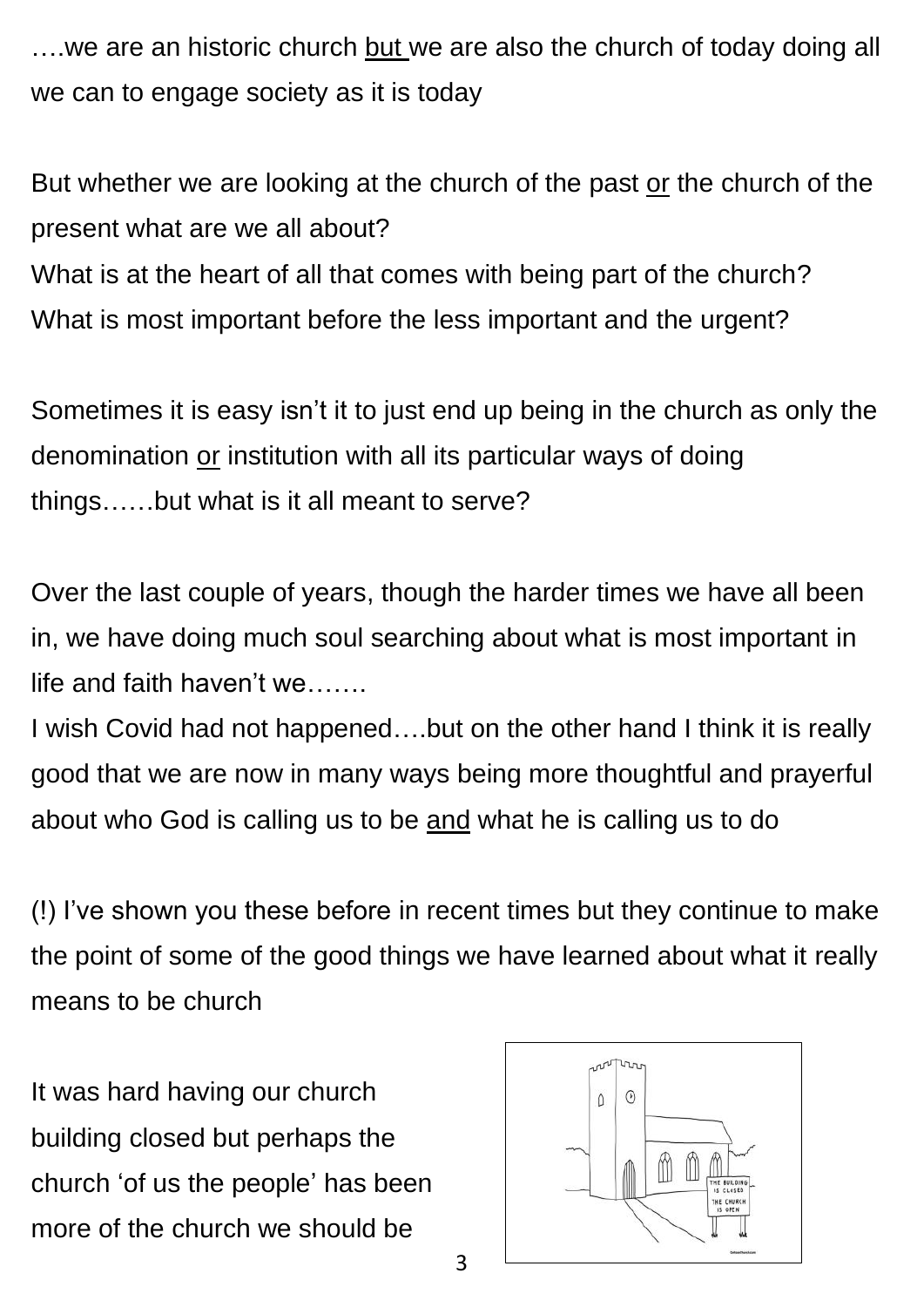….we are an historic church <u>but</u> we are also the church of today doing all we can to engage society as it is today

But whether we are looking at the church of the past <u>or</u> the church of the present what are we all about?
What is at the heart of all that comes with being part of the church?
What is most important before the less important and the urgent?

Sometimes it is easy isn't it to just end up being in the church as only the denomination <u>or</u> institution with all its particular ways of doing things……but what is it all meant to serve?

Over the last couple of years, though the harder times we have all been in, we have doing much soul searching about what is most important in life and faith haven't we…….
I wish Covid had not happened….but on the other hand I think it is really good that we are now in many ways being more thoughtful and prayerful about who God is calling us to be <u>and</u> what he is calling us to do

(!) I've shown you these before in recent times but they continue to make the point of some of the good things we have learned about what it really means to be church

It was hard having our church building closed but perhaps the church 'of us the people' has been more of the church we should be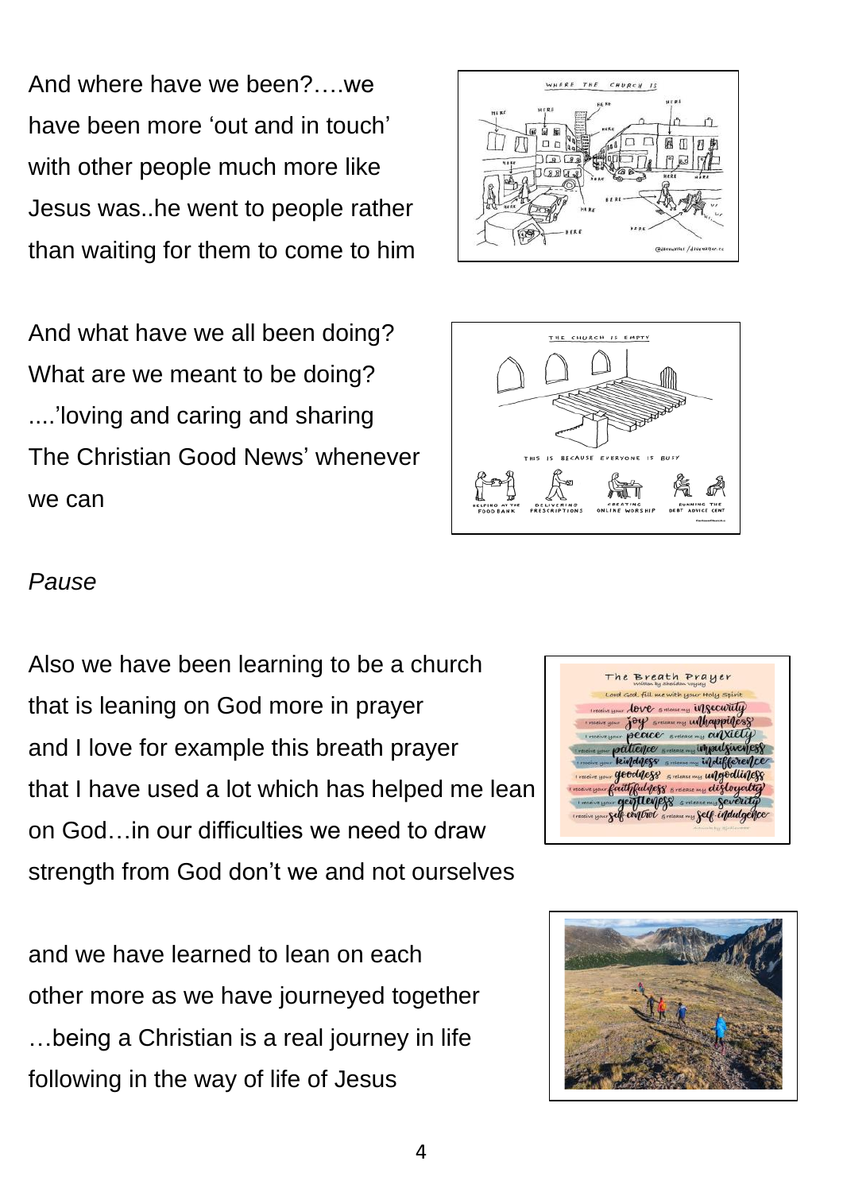And where have we been?….we have been more 'out and in touch' with other people much more like Jesus was..he went to people rather than waiting for them to come to him

And what have we all been doing? What are we meant to be doing? ....'loving and caring and sharing The Christian Good News' whenever we can

*Pause*

Also we have been learning to be a church that is leaning on God more in prayer and I love for example this breath prayer that I have used a lot which has helped me lean on God…in our difficulties we need to draw strength from God don't we and not ourselves

and we have learned to lean on each other more as we have journeyed together …being a Christian is a real journey in life following in the way of life of Jesus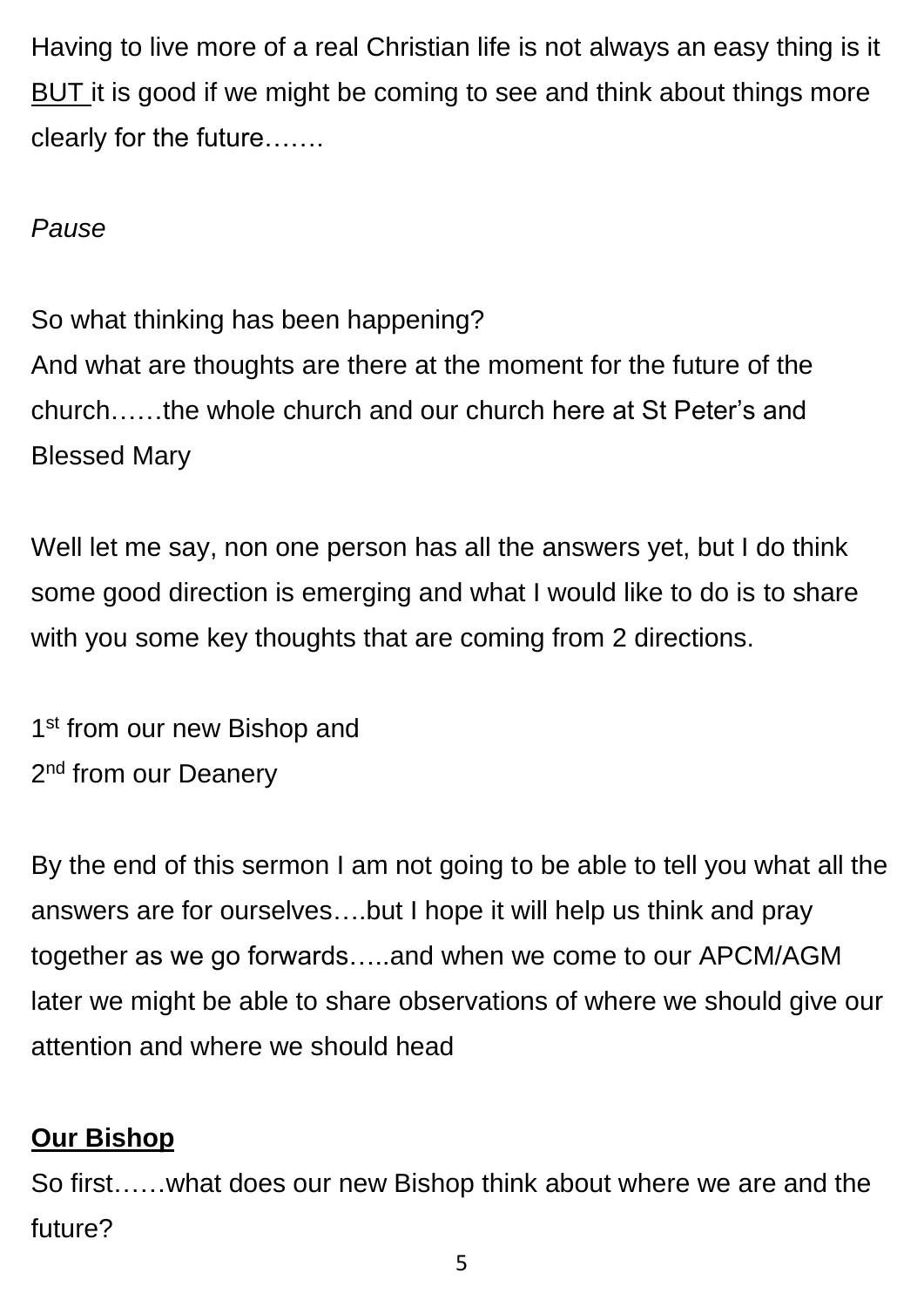Having to live more of a real Christian life is not always an easy thing is it <u>BUT</u> it is good if we might be coming to see and think about things more clearly for the future…….

*Pause*

So what thinking has been happening?
And what are thoughts are there at the moment for the future of the church……the whole church and our church here at St Peter's and Blessed Mary

Well let me say, non one person has all the answers yet, but I do think some good direction is emerging and what I would like to do is to share with you some key thoughts that are coming from 2 directions.

1st from our new Bishop and
2nd from our Deanery

By the end of this sermon I am not going to be able to tell you what all the answers are for ourselves….but I hope it will help us think and pray together as we go forwards…..and when we come to our APCM/AGM later we might be able to share observations of where we should give our attention and where we should head

**<u>Our Bishop</u>**

So first……what does our new Bishop think about where we are and the future?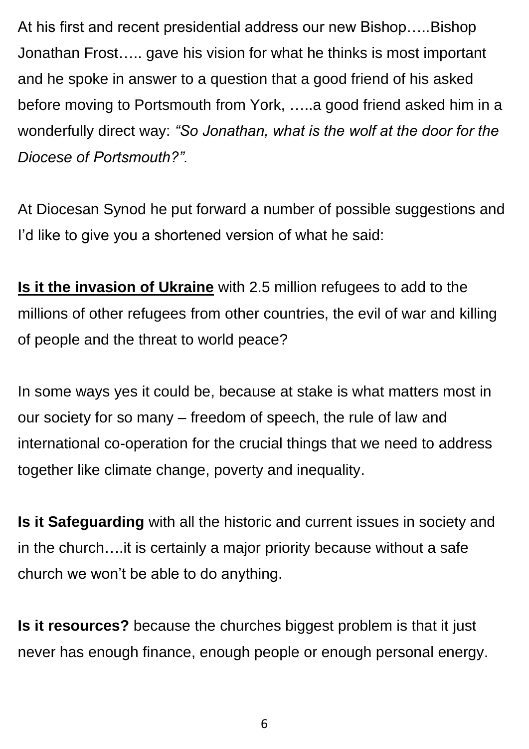At his first and recent presidential address our new Bishop…..Bishop Jonathan Frost….. gave his vision for what he thinks is most important and he spoke in answer to a question that a good friend of his asked before moving to Portsmouth from York, …..a good friend asked him in a wonderfully direct way: *"So Jonathan, what is the wolf at the door for the Diocese of Portsmouth?".*

At Diocesan Synod he put forward a number of possible suggestions and I'd like to give you a shortened version of what he said:

**<u>Is it the invasion of Ukraine</u>** with 2.5 million refugees to add to the millions of other refugees from other countries, the evil of war and killing of people and the threat to world peace?

In some ways yes it could be, because at stake is what matters most in our society for so many – freedom of speech, the rule of law and international co-operation for the crucial things that we need to address together like climate change, poverty and inequality.

**Is it Safeguarding** with all the historic and current issues in society and in the church….it is certainly a major priority because without a safe church we won't be able to do anything.

**Is it resources?** because the churches biggest problem is that it just never has enough finance, enough people or enough personal energy.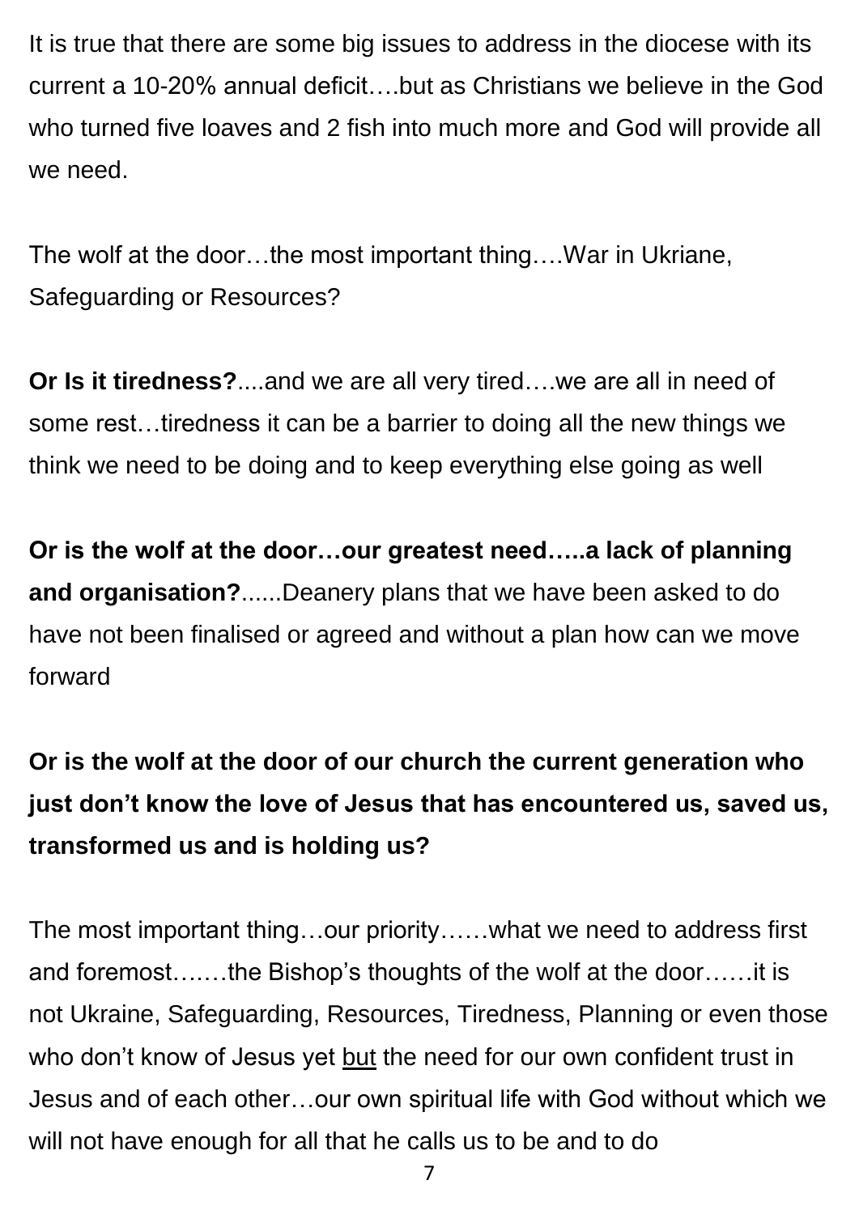It is true that there are some big issues to address in the diocese with its current a 10-20% annual deficit….but as Christians we believe in the God who turned five loaves and 2 fish into much more and God will provide all we need.

The wolf at the door…the most important thing….War in Ukriane, Safeguarding or Resources?

**Or Is it tiredness?**....and we are all very tired….we are all in need of some rest…tiredness it can be a barrier to doing all the new things we think we need to be doing and to keep everything else going as well

**Or is the wolf at the door…our greatest need…..a lack of planning and organisation?**......Deanery plans that we have been asked to do have not been finalised or agreed and without a plan how can we move forward

**Or is the wolf at the door of our church the current generation who just don't know the love of Jesus that has encountered us, saved us, transformed us and is holding us?**

The most important thing…our priority……what we need to address first and foremost…….the Bishop's thoughts of the wolf at the door……it is not Ukraine, Safeguarding, Resources, Tiredness, Planning or even those who don't know of Jesus yet <u>but</u> the need for our own confident trust in Jesus and of each other…our own spiritual life with God without which we will not have enough for all that he calls us to be and to do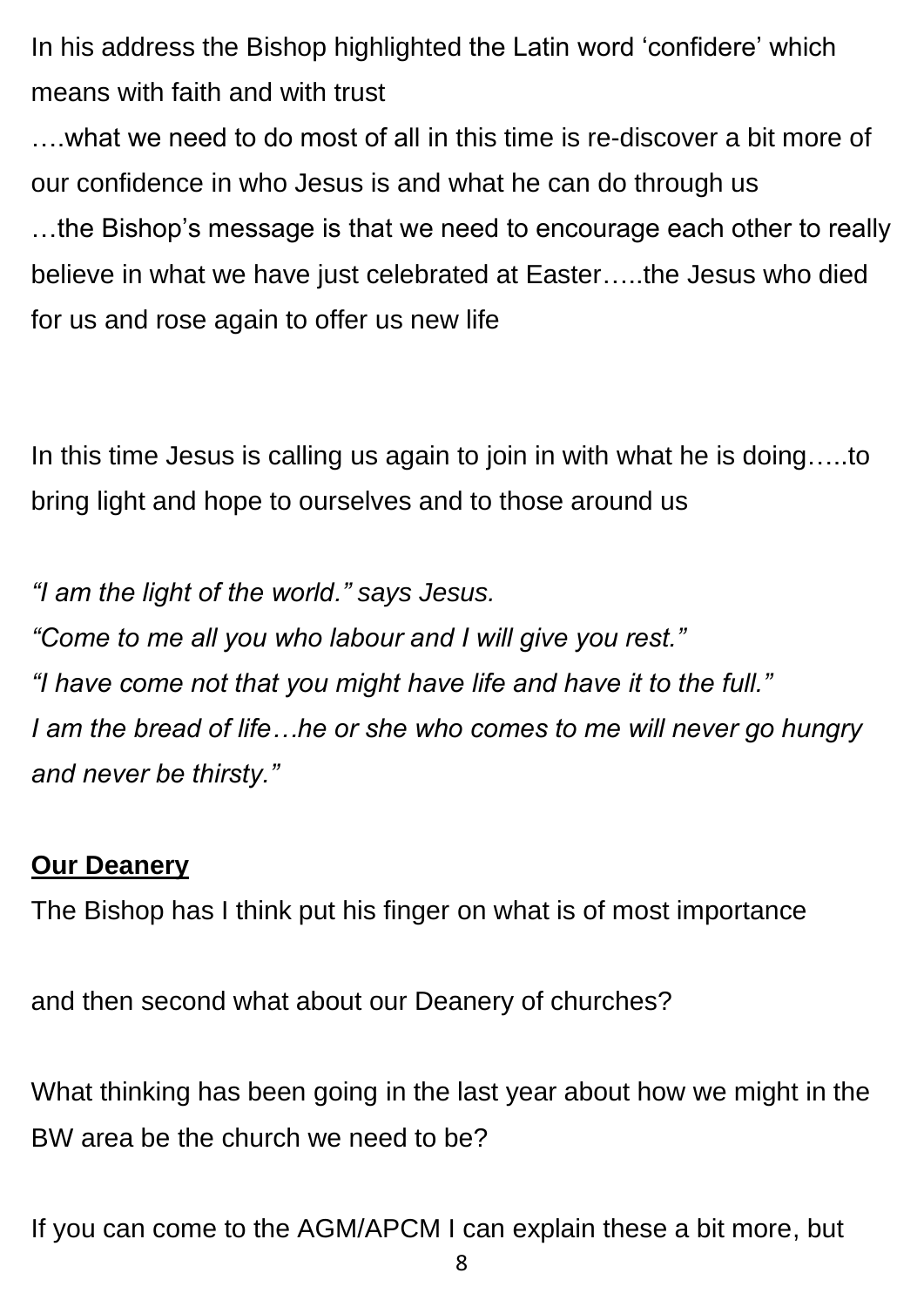In his address the Bishop highlighted the Latin word 'confidere' which means with faith and with trust

….what we need to do most of all in this time is re-discover a bit more of our confidence in who Jesus is and what he can do through us

…the Bishop's message is that we need to encourage each other to really believe in what we have just celebrated at Easter…..the Jesus who died for us and rose again to offer us new life

In this time Jesus is calling us again to join in with what he is doing…..to bring light and hope to ourselves and to those around us

*"I am the light of the world." says Jesus.*
*"Come to me all you who labour and I will give you rest."*
*"I have come not that you might have life and have it to the full."*
*I am the bread of life…he or she who comes to me will never go hungry and never be thirsty."*

**Our Deanery**

The Bishop has I think put his finger on what is of most importance

and then second what about our Deanery of churches?

What thinking has been going in the last year about how we might in the BW area be the church we need to be?

If you can come to the AGM/APCM I can explain these a bit more, but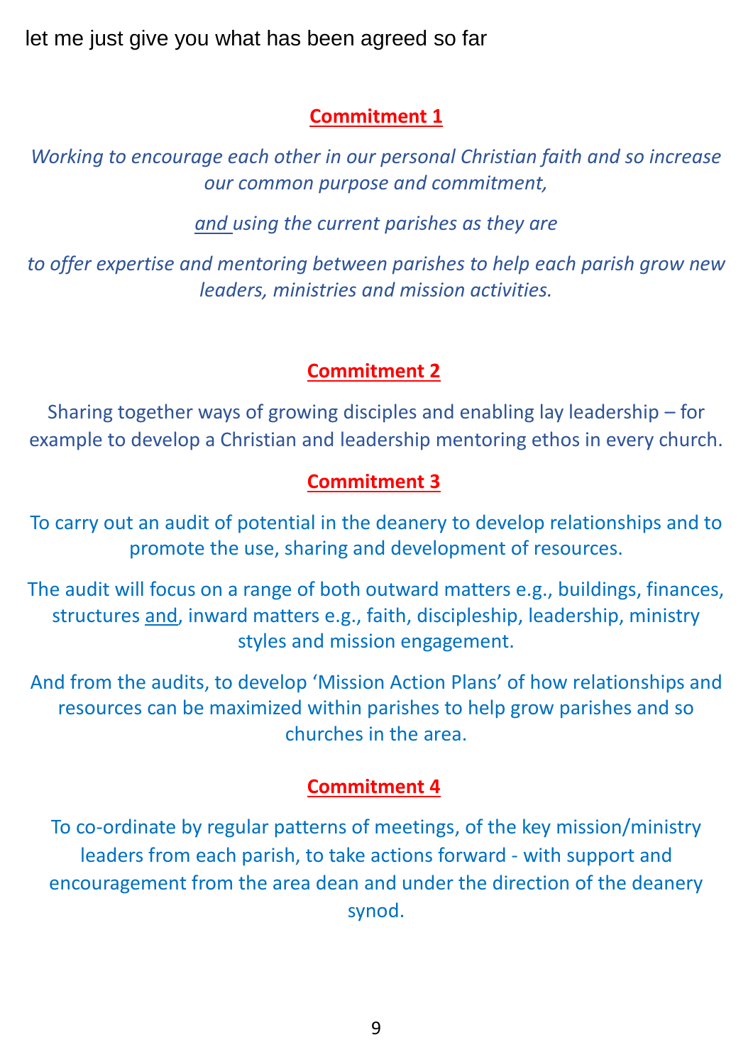let me just give you what has been agreed so far

## Commitment 1

*Working to encourage each other in our personal Christian faith and so increase our common purpose and commitment,*

*and using the current parishes as they are*

*to offer expertise and mentoring between parishes to help each parish grow new leaders, ministries and mission activities.*

## Commitment 2

Sharing together ways of growing disciples and enabling lay leadership – for example to develop a Christian and leadership mentoring ethos in every church.

## Commitment 3

To carry out an audit of potential in the deanery to develop relationships and to promote the use, sharing and development of resources.

The audit will focus on a range of both outward matters e.g., buildings, finances, structures and, inward matters e.g., faith, discipleship, leadership, ministry styles and mission engagement.

And from the audits, to develop 'Mission Action Plans' of how relationships and resources can be maximized within parishes to help grow parishes and so churches in the area.

## Commitment 4

To co-ordinate by regular patterns of meetings, of the key mission/ministry leaders from each parish, to take actions forward - with support and encouragement from the area dean and under the direction of the deanery synod.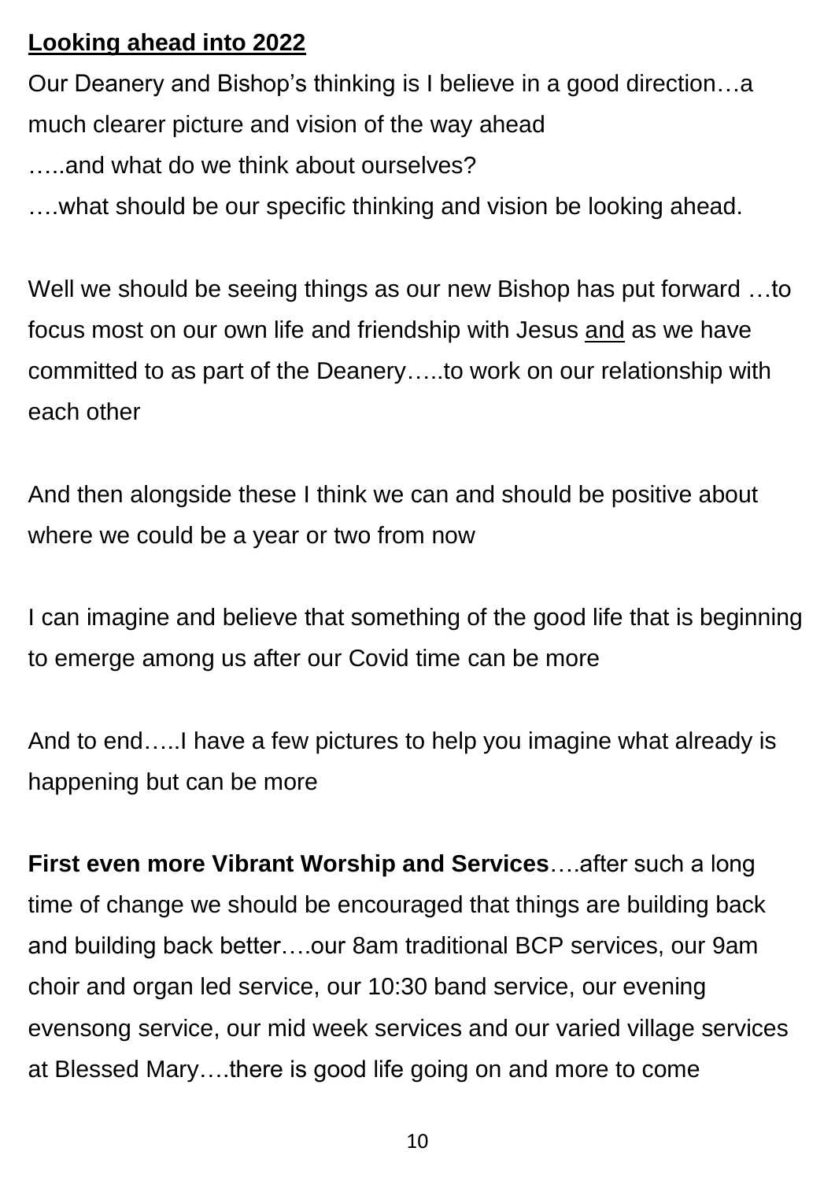**<u>Looking ahead into 2022</u>**

Our Deanery and Bishop's thinking is I believe in a good direction…a much clearer picture and vision of the way ahead

…..and what do we think about ourselves?

….what should be our specific thinking and vision be looking ahead.

Well we should be seeing things as our new Bishop has put forward …to focus most on our own life and friendship with Jesus <u>and</u> as we have committed to as part of the Deanery…..to work on our relationship with each other

And then alongside these I think we can and should be positive about where we could be a year or two from now

I can imagine and believe that something of the good life that is beginning to emerge among us after our Covid time can be more

And to end…..I have a few pictures to help you imagine what already is happening but can be more

**First even more Vibrant Worship and Services**….after such a long time of change we should be encouraged that things are building back and building back better….our 8am traditional BCP services, our 9am choir and organ led service, our 10:30 band service, our evening evensong service, our mid week services and our varied village services at Blessed Mary….there is good life going on and more to come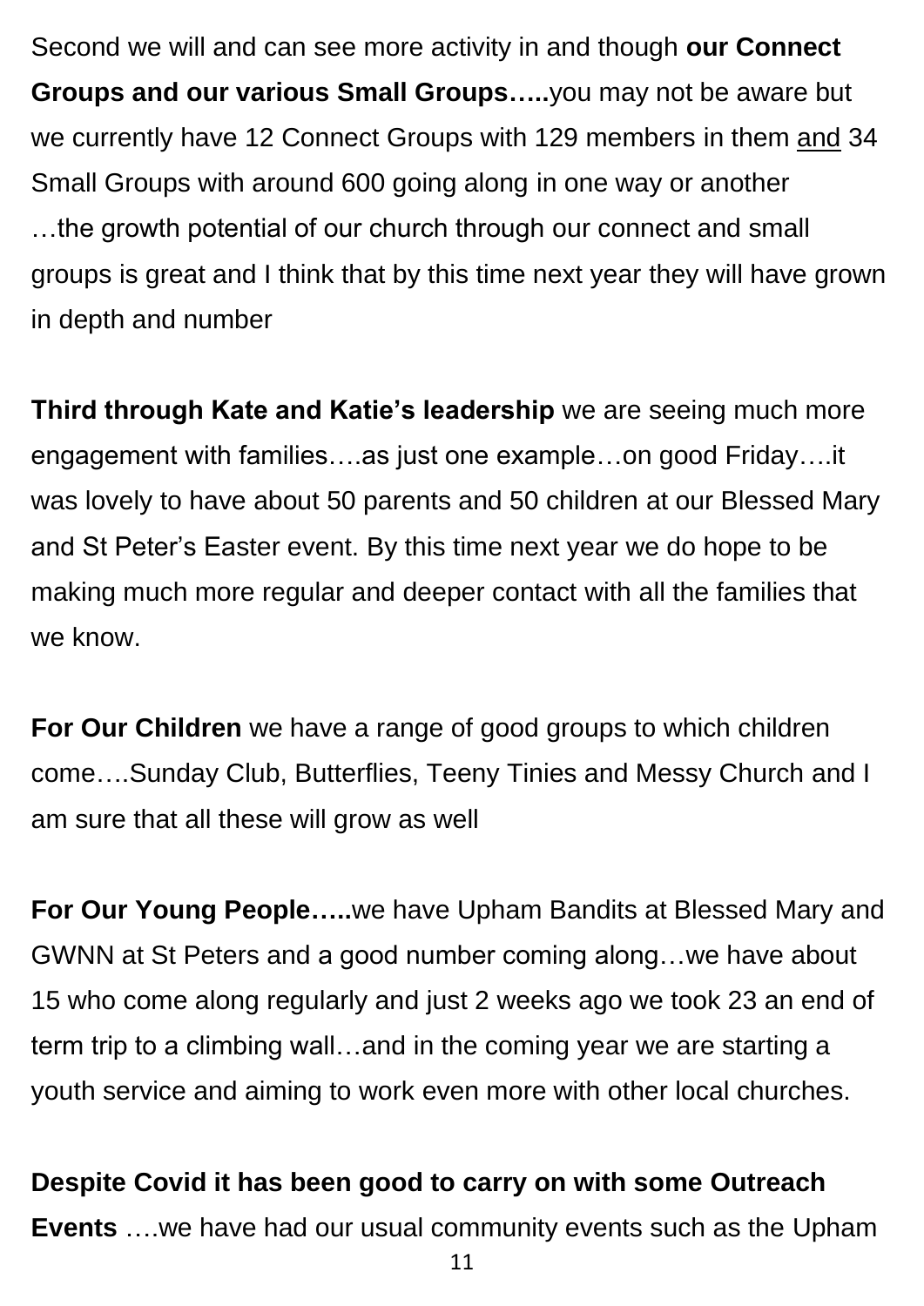Second we will and can see more activity in and though **our Connect Groups and our various Small Groups…..**you may not be aware but we currently have 12 Connect Groups with 129 members in them <u>and</u> 34 Small Groups with around 600 going along in one way or another …the growth potential of our church through our connect and small groups is great and I think that by this time next year they will have grown in depth and number

**Third through Kate and Katie's leadership** we are seeing much more engagement with families….as just one example…on good Friday….it was lovely to have about 50 parents and 50 children at our Blessed Mary and St Peter's Easter event. By this time next year we do hope to be making much more regular and deeper contact with all the families that we know.

**For Our Children** we have a range of good groups to which children come….Sunday Club, Butterflies, Teeny Tinies and Messy Church and I am sure that all these will grow as well

**For Our Young People…..**we have Upham Bandits at Blessed Mary and GWNN at St Peters and a good number coming along…we have about 15 who come along regularly and just 2 weeks ago we took 23 an end of term trip to a climbing wall…and in the coming year we are starting a youth service and aiming to work even more with other local churches.

**Despite Covid it has been good to carry on with some Outreach Events** ….we have had our usual community events such as the Upham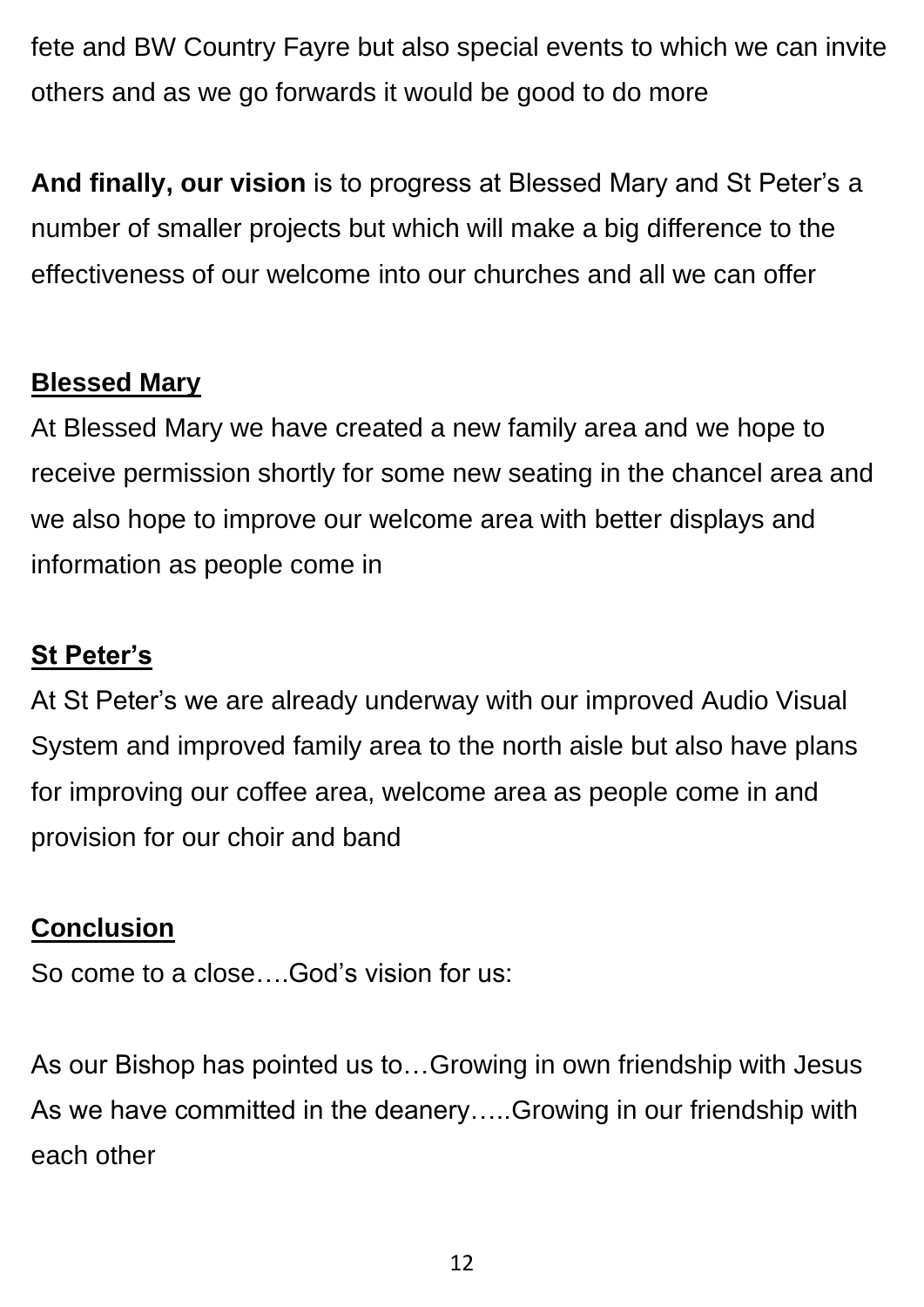fete and BW Country Fayre but also special events to which we can invite others and as we go forwards it would be good to do more

**And finally, our vision** is to progress at Blessed Mary and St Peter's a number of smaller projects but which will make a big difference to the effectiveness of our welcome into our churches and all we can offer

**Blessed Mary**

At Blessed Mary we have created a new family area and we hope to receive permission shortly for some new seating in the chancel area and we also hope to improve our welcome area with better displays and information as people come in

**St Peter's**

At St Peter's we are already underway with our improved Audio Visual System and improved family area to the north aisle but also have plans for improving our coffee area, welcome area as people come in and provision for our choir and band

**Conclusion**

So come to a close….God's vision for us:

As our Bishop has pointed us to…Growing in own friendship with Jesus
As we have committed in the deanery…..Growing in our friendship with each other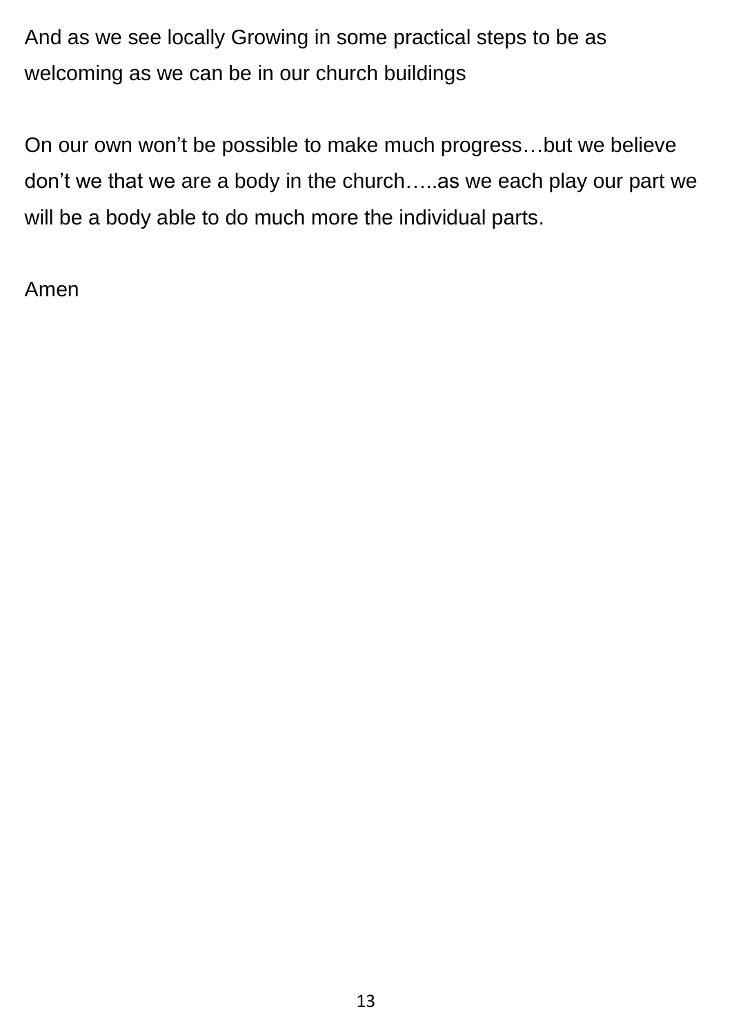And as we see locally Growing in some practical steps to be as welcoming as we can be in our church buildings

On our own won't be possible to make much progress…but we believe don't we that we are a body in the church…..as we each play our part we will be a body able to do much more the individual parts.

Amen